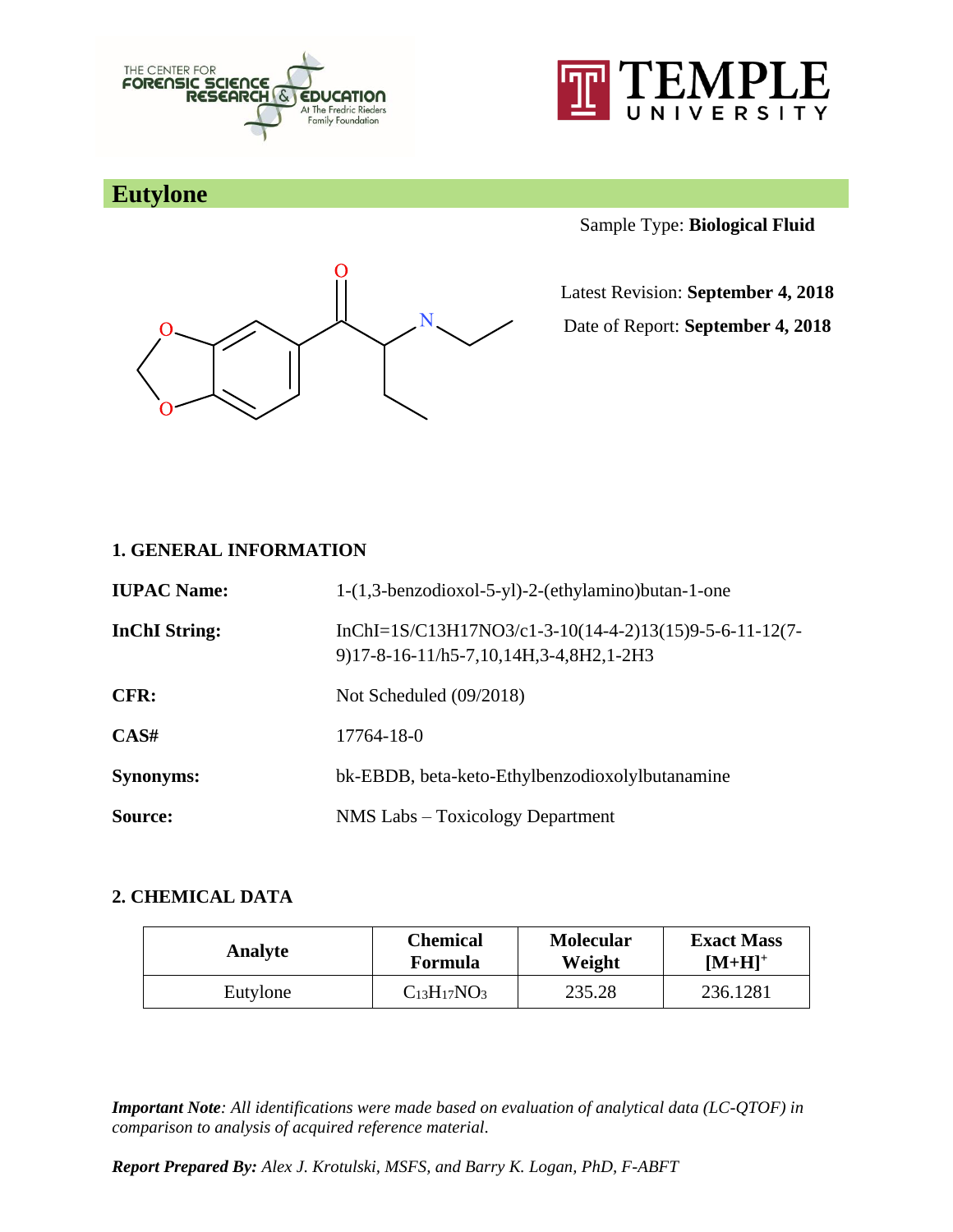# Eutylone

Sample Type: **Biological Fluid**

Latest Revision: **September 4, 2018**

Date of Report: **September 4, 2018**

## 1. GENERAL INFORMATION

**IUPAC Name:** 1-(1,3-benzodioxol-5-yl)-2-(ethylamino)butan-1-one

**InChI String:** InChI=1S/C13H17NO3/c1-3-10(14-4-2)13(15)9-5-6-11-12(7-9)17-8-16-11/h5-7,10,14H,3-4,8H2,1-2H3

**CFR:** Not Scheduled (09/2018)

**CAS#** 17764-18-0

**Synonyms:** bk-EBDB, beta-keto-Ethylbenzodioxolylbutanamine

**Source:** NMS Labs – Toxicology Department

## 2. CHEMICAL DATA

| Analyte | Chemical Formula | Molecular Weight | Exact Mass $[M+H]^+$ |
|---|---|---|---|
| Eutylone | $C_{13}H_{17}NO_3$ | 235.28 | 236.1281 |

***Important Note****: All identifications were made based on evaluation of analytical data (LC-QTOF) in comparison to analysis of acquired reference material.*

***Report Prepared By:*** *Alex J. Krotulski, MSFS, and Barry K. Logan, PhD, F-ABFT*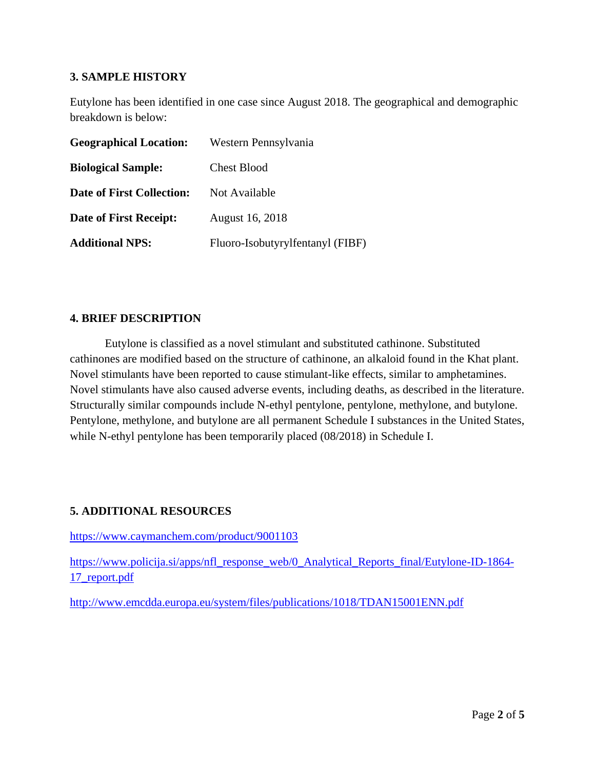## 3. SAMPLE HISTORY

Eutylone has been identified in one case since August 2018. The geographical and demographic breakdown is below:

| | |
|---|---|
| **Geographical Location:** | Western Pennsylvania |
| **Biological Sample:** | Chest Blood |
| **Date of First Collection:** | Not Available |
| **Date of First Receipt:** | August 16, 2018 |
| **Additional NPS:** | Fluoro-Isobutyrylfentanyl (FIBF) |

## 4. BRIEF DESCRIPTION

Eutylone is classified as a novel stimulant and substituted cathinone. Substituted cathinones are modified based on the structure of cathinone, an alkaloid found in the Khat plant. Novel stimulants have been reported to cause stimulant-like effects, similar to amphetamines. Novel stimulants have also caused adverse events, including deaths, as described in the literature. Structurally similar compounds include N-ethyl pentylone, pentylone, methylone, and butylone. Pentylone, methylone, and butylone are all permanent Schedule I substances in the United States, while N-ethyl pentylone has been temporarily placed (08/2018) in Schedule I.

## 5. ADDITIONAL RESOURCES

https://www.caymanchem.com/product/9001103

https://www.policija.si/apps/nfl_response_web/0_Analytical_Reports_final/Eutylone-ID-1864-17_report.pdf

http://www.emcdda.europa.eu/system/files/publications/1018/TDAN15001ENN.pdf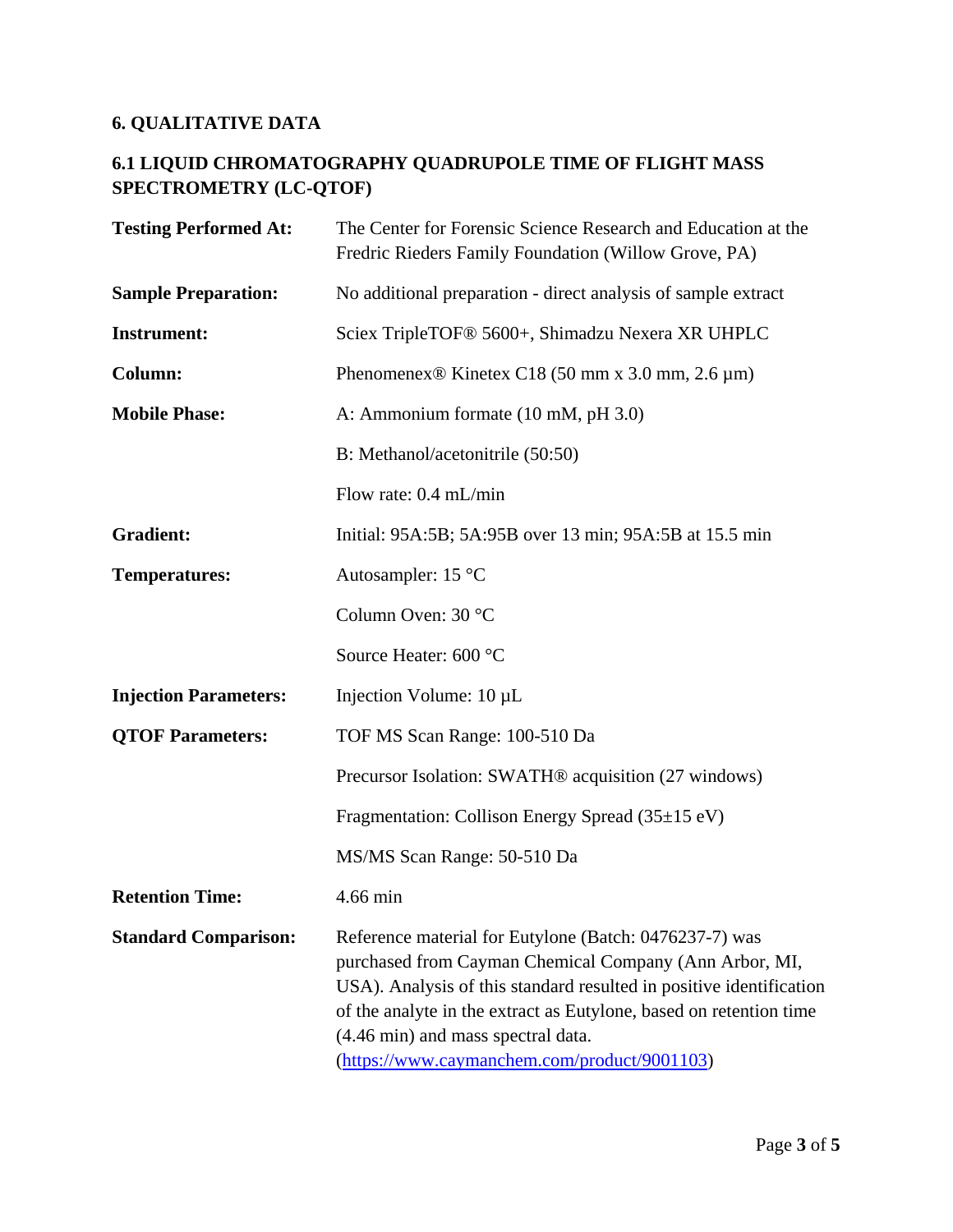## 6. QUALITATIVE DATA

### 6.1 LIQUID CHROMATOGRAPHY QUADRUPOLE TIME OF FLIGHT MASS SPECTROMETRY (LC-QTOF)

**Testing Performed At:** The Center for Forensic Science Research and Education at the Fredric Rieders Family Foundation (Willow Grove, PA)

**Sample Preparation:** No additional preparation - direct analysis of sample extract

**Instrument:** Sciex TripleTOF® 5600+, Shimadzu Nexera XR UHPLC

**Column:** Phenomenex® Kinetex C18 (50 mm x 3.0 mm, 2.6 µm)

**Mobile Phase:** A: Ammonium formate (10 mM, pH 3.0)

B: Methanol/acetonitrile (50:50)

Flow rate: 0.4 mL/min

**Gradient:** Initial: 95A:5B; 5A:95B over 13 min; 95A:5B at 15.5 min

**Temperatures:** Autosampler: 15 °C

Column Oven: 30 °C

Source Heater: 600 °C

**Injection Parameters:** Injection Volume: 10 µL

**QTOF Parameters:** TOF MS Scan Range: 100-510 Da

Precursor Isolation: SWATH® acquisition (27 windows)

Fragmentation: Collison Energy Spread (35±15 eV)

MS/MS Scan Range: 50-510 Da

**Retention Time:** 4.66 min

**Standard Comparison:** Reference material for Eutylone (Batch: 0476237-7) was purchased from Cayman Chemical Company (Ann Arbor, MI, USA). Analysis of this standard resulted in positive identification of the analyte in the extract as Eutylone, based on retention time (4.46 min) and mass spectral data. (https://www.caymanchem.com/product/9001103)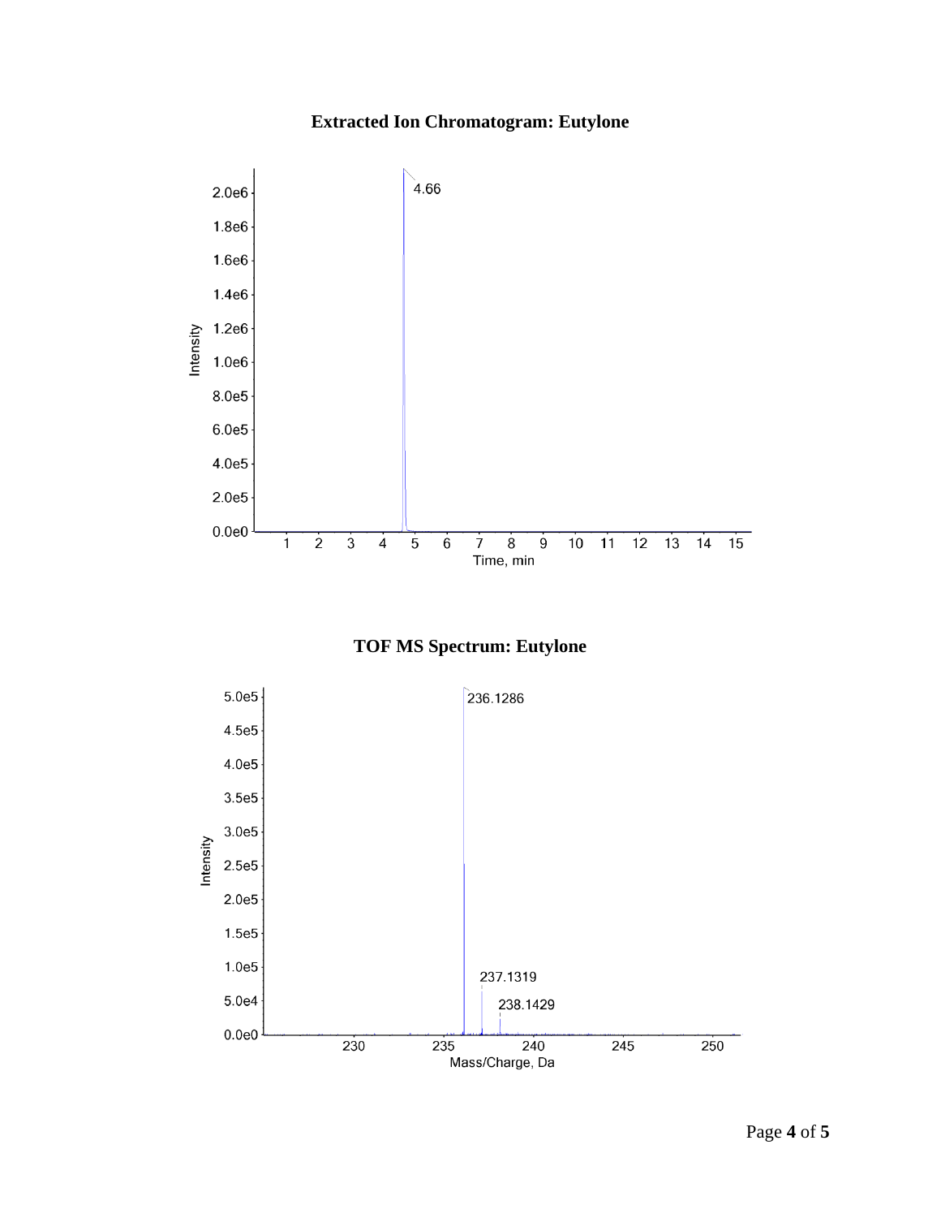**Extracted Ion Chromatogram: Eutylone**

**TOF MS Spectrum: Eutylone**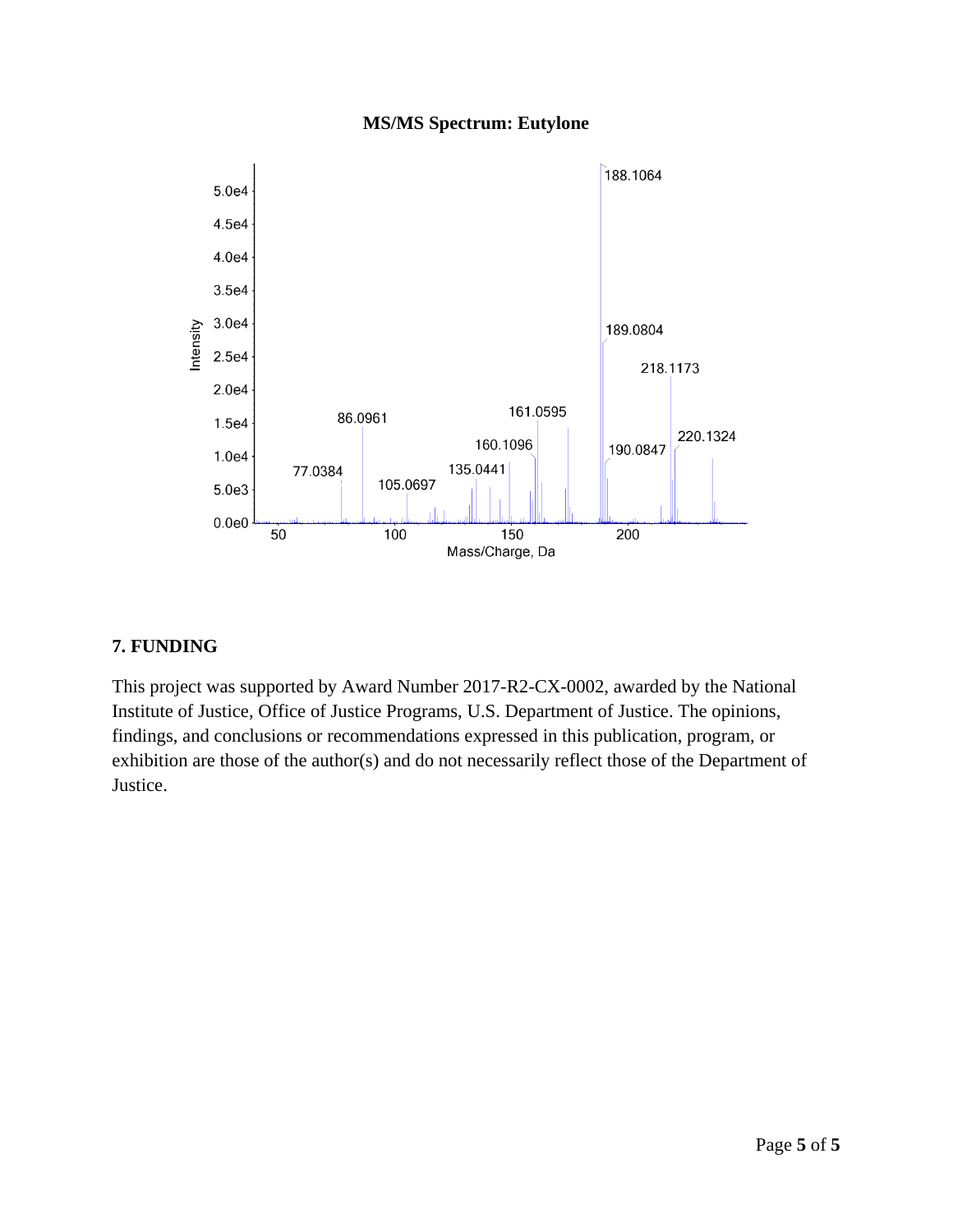**MS/MS Spectrum: Eutylone**

Intensity

5.0e4
4.5e4
4.0e4
3.5e4
3.0e4
2.5e4
2.0e4
1.5e4
1.0e4
5.0e3
0.0e0

Mass/Charge, Da

50
100
150
200

188.1064
189.0804
218.1173
161.0595
86.0961
220.1324
160.1096
190.0847
77.0384
135.0441
105.0697

## 7. FUNDING

This project was supported by Award Number 2017-R2-CX-0002, awarded by the National Institute of Justice, Office of Justice Programs, U.S. Department of Justice. The opinions, findings, and conclusions or recommendations expressed in this publication, program, or exhibition are those of the author(s) and do not necessarily reflect those of the Department of Justice.